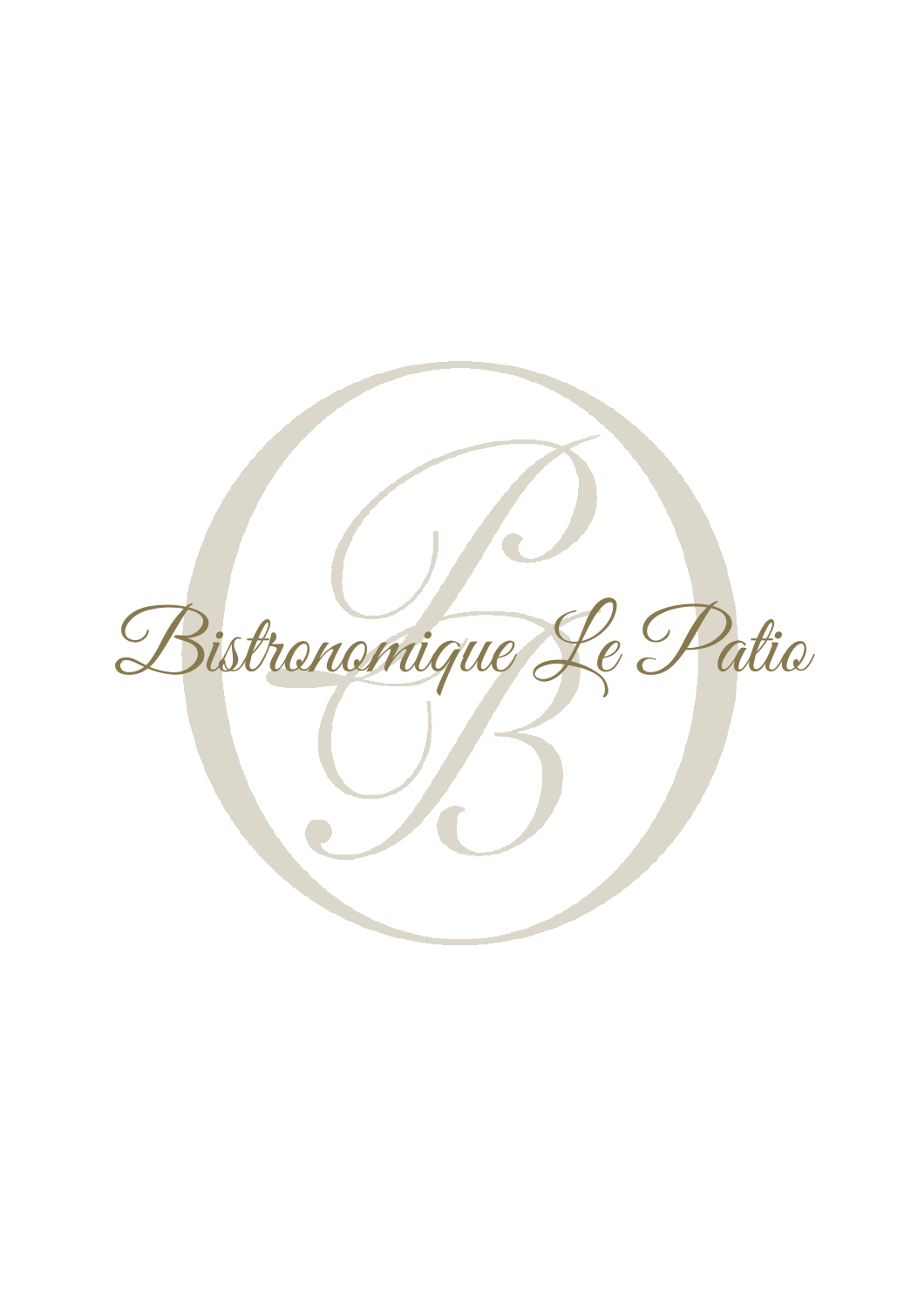# Bistronomique Le Patio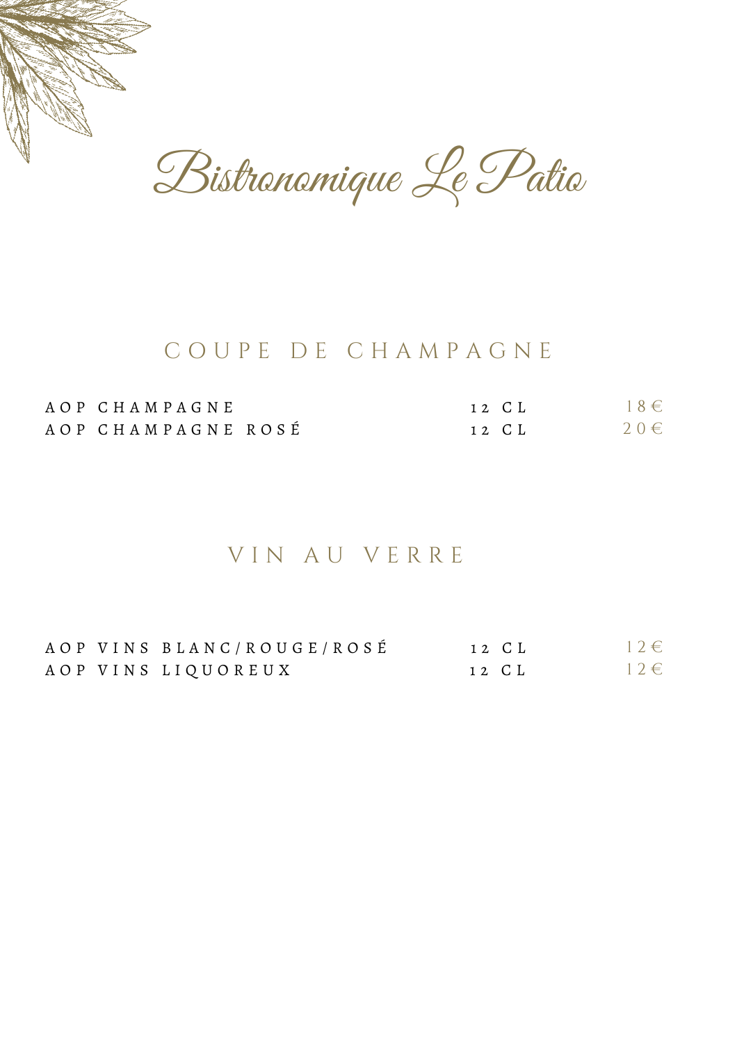# Bistronomique Le Patio

## COUPE DE CHAMPAGNE

| | | |
|---|---|---|
| AOP CHAMPAGNE | 12 CL | 18€ |
| AOP CHAMPAGNE ROSÉ | 12 CL | 20€ |

## VIN AU VERRE

| | | |
|---|---|---|
| AOP VINS BLANC/ROUGE/ROSÉ | 12 CL | 12€ |
| AOP VINS LIQUOREUX | 12 CL | 12€ |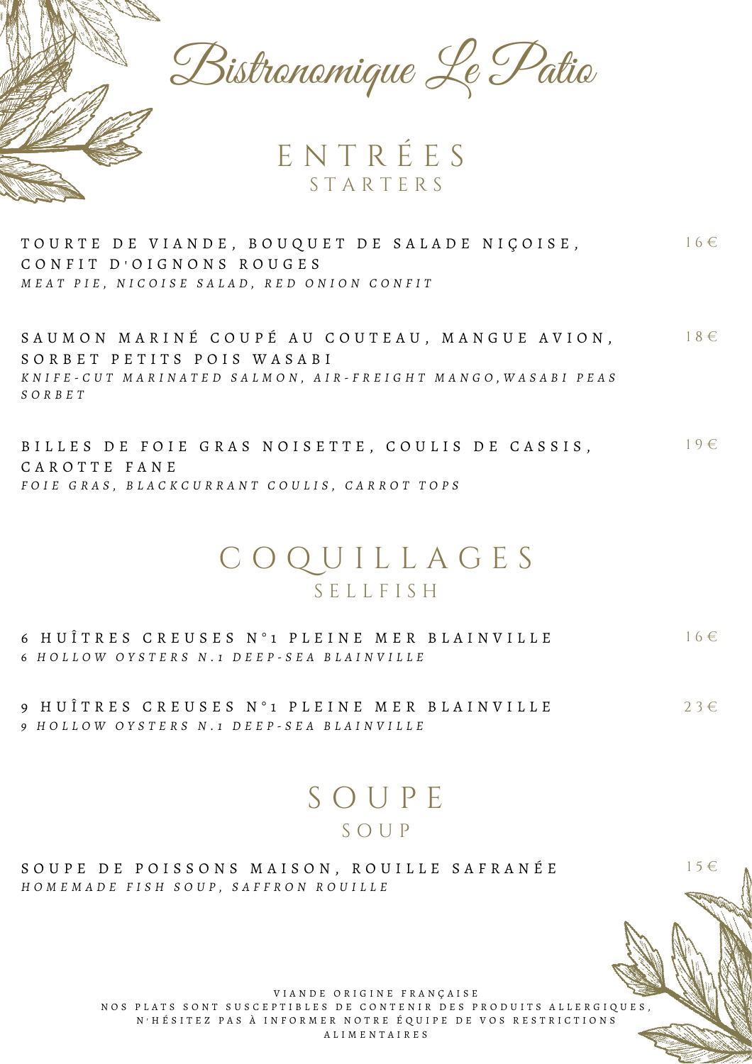# Bistronomique Le Patio

## ENTRÉES
### STARTERS

TOURTE DE VIANDE, BOUQUET DE SALADE NIÇOISE, CONFIT D'OIGNONS ROUGES — 16€
*MEAT PIE, NICOISE SALAD, RED ONION CONFIT*

SAUMON MARINÉ COUPÉ AU COUTEAU, MANGUE AVION, SORBET PETITS POIS WASABI — 18€
*KNIFE-CUT MARINATED SALMON, AIR-FREIGHT MANGO,WASABI PEAS SORBET*

BILLES DE FOIE GRAS NOISETTE, COULIS DE CASSIS, CAROTTE FANE — 19€
*FOIE GRAS, BLACKCURRANT COULIS, CARROT TOPS*

## COQUILLAGES
### SELLFISH

6 HUÎTRES CREUSES N°1 PLEINE MER BLAINVILLE — 16€
*6 HOLLOW OYSTERS N.1 DEEP-SEA BLAINVILLE*

9 HUÎTRES CREUSES N°1 PLEINE MER BLAINVILLE — 23€
*9 HOLLOW OYSTERS N.1 DEEP-SEA BLAINVILLE*

## SOUPE
### SOUP

SOUPE DE POISSONS MAISON, ROUILLE SAFRANÉE — 15€
*HOMEMADE FISH SOUP, SAFFRON ROUILLE*

VIANDE ORIGINE FRANÇAISE
NOS PLATS SONT SUSCEPTIBLES DE CONTENIR DES PRODUITS ALLERGIQUES, N'HÉSITEZ PAS À INFORMER NOTRE ÉQUIPE DE VOS RESTRICTIONS ALIMENTAIRES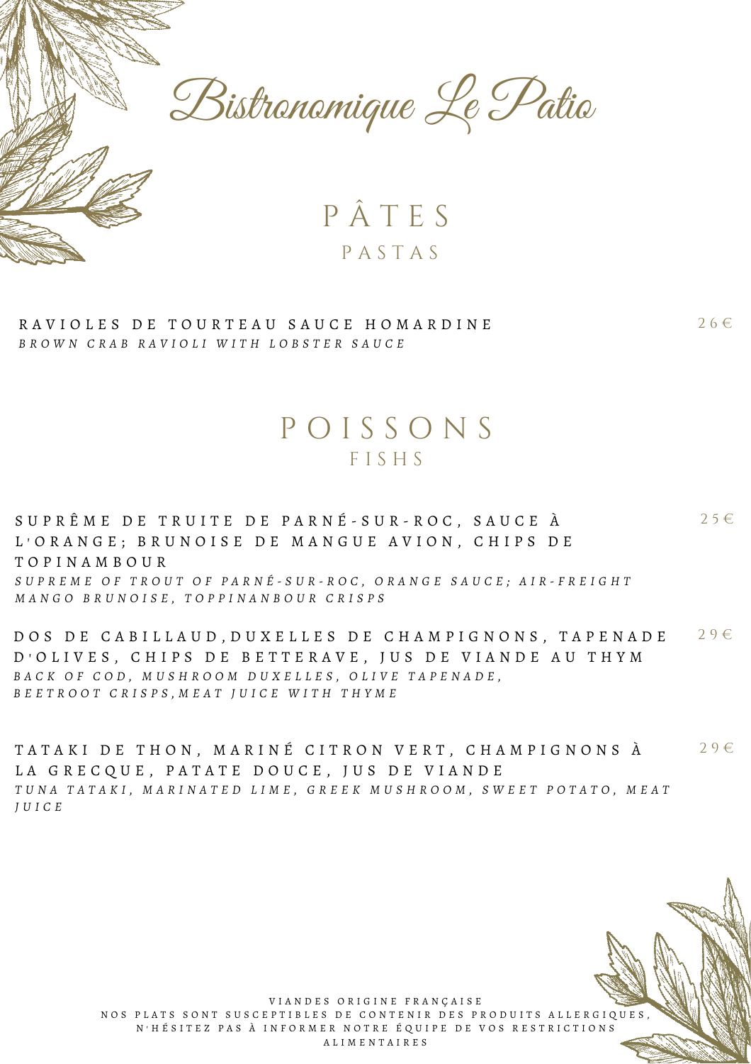# Bistronomique Le Patio

## PÂTES
### PASTAS

**RAVIOLES DE TOURTEAU SAUCE HOMARDINE** — 26€
*BROWN CRAB RAVIOLI WITH LOBSTER SAUCE*

## POISSONS
### FISHS

**SUPRÊME DE TRUITE DE PARNÉ-SUR-ROC, SAUCE À L'ORANGE; BRUNOISE DE MANGUE AVION, CHIPS DE TOPINAMBOUR** — 25€
*SUPREME OF TROUT OF PARNÉ-SUR-ROC, ORANGE SAUCE; AIR-FREIGHT MANGO BRUNOISE, TOPPINANBOUR CRISPS*

**DOS DE CABILLAUD,DUXELLES DE CHAMPIGNONS, TAPENADE D'OLIVES, CHIPS DE BETTERAVE, JUS DE VIANDE AU THYM** — 29€
*BACK OF COD, MUSHROOM DUXELLES, OLIVE TAPENADE, BEETROOT CRISPS,MEAT JUICE WITH THYME*

**TATAKI DE THON, MARINÉ CITRON VERT, CHAMPIGNONS À LA GRECQUE, PATATE DOUCE, JUS DE VIANDE** — 29€
*TUNA TATAKI, MARINATED LIME, GREEK MUSHROOM, SWEET POTATO, MEAT JUICE*

VIANDES ORIGINE FRANÇAISE
NOS PLATS SONT SUSCEPTIBLES DE CONTENIR DES PRODUITS ALLERGIQUES, N'HÉSITEZ PAS À INFORMER NOTRE ÉQUIPE DE VOS RESTRICTIONS ALIMENTAIRES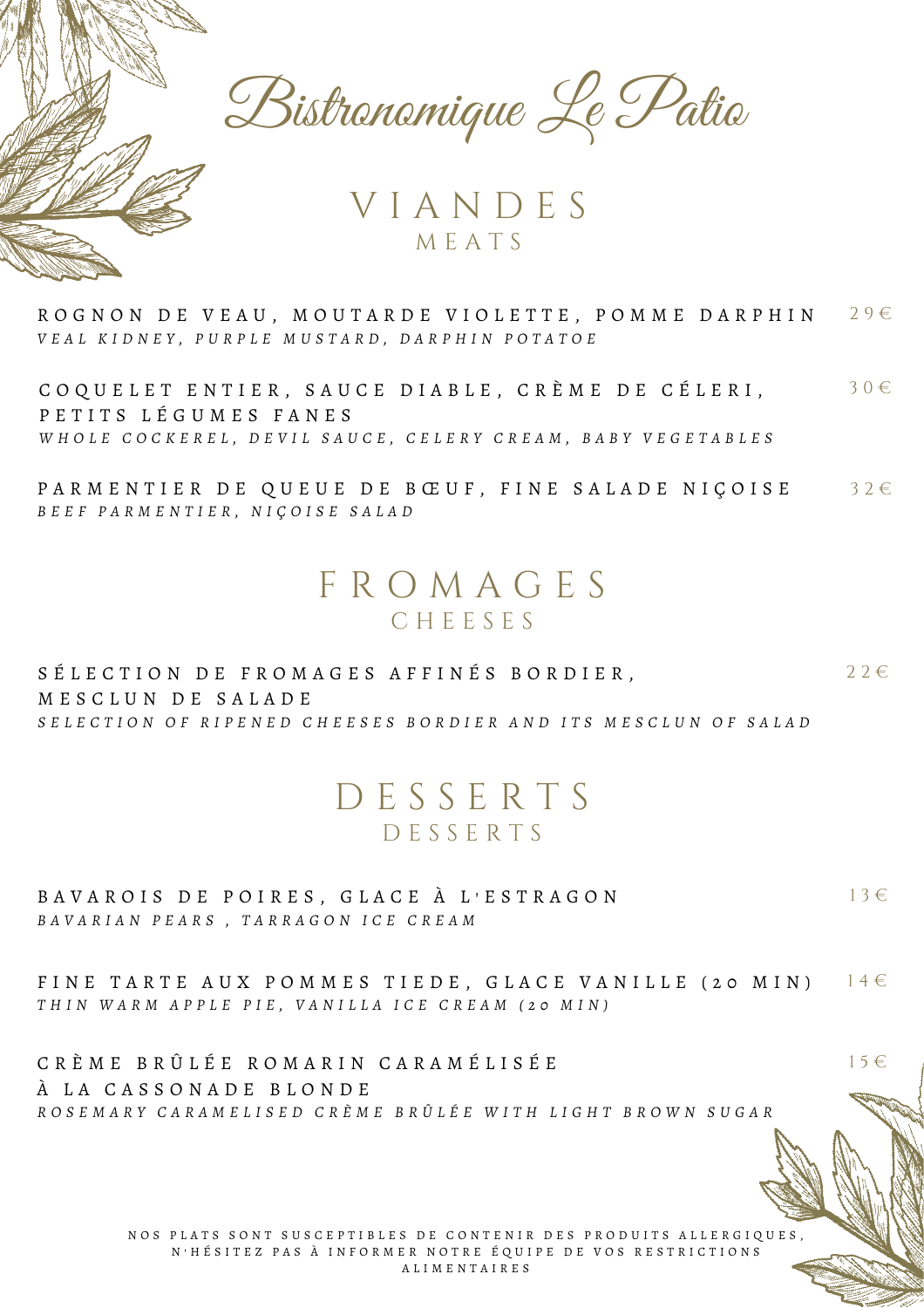# Bistronomique Le Patio

## VIANDES
### MEATS

ROGNON DE VEAU, MOUTARDE VIOLETTE, POMME DARPHIN 29€
*VEAL KIDNEY, PURPLE MUSTARD, DARPHIN POTATOE*

COQUELET ENTIER, SAUCE DIABLE, CRÈME DE CÉLERI, PETITS LÉGUMES FANES 30€
*WHOLE COCKEREL, DEVIL SAUCE, CELERY CREAM, BABY VEGETABLES*

PARMENTIER DE QUEUE DE BŒUF, FINE SALADE NIÇOISE 32€
*BEEF PARMENTIER, NIÇOISE SALAD*

## FROMAGES
### CHEESES

SÉLECTION DE FROMAGES AFFINÉS BORDIER, MESCLUN DE SALADE 22€
*SELECTION OF RIPENED CHEESES BORDIER AND ITS MESCLUN OF SALAD*

## DESSERTS
### DESSERTS

BAVAROIS DE POIRES, GLACE À L'ESTRAGON 13€
*BAVARIAN PEARS , TARRAGON ICE CREAM*

FINE TARTE AUX POMMES TIEDE, GLACE VANILLE (20 MIN) 14€
*THIN WARM APPLE PIE, VANILLA ICE CREAM (20 MIN)*

CRÈME BRÛLÉE ROMARIN CARAMÉLISÉE À LA CASSONADE BLONDE 15€
*ROSEMARY CARAMELISED CRÈME BRÛLÉE WITH LIGHT BROWN SUGAR*

NOS PLATS SONT SUSCEPTIBLES DE CONTENIR DES PRODUITS ALLERGIQUES, N'HÉSITEZ PAS À INFORMER NOTRE ÉQUIPE DE VOS RESTRICTIONS ALIMENTAIRES